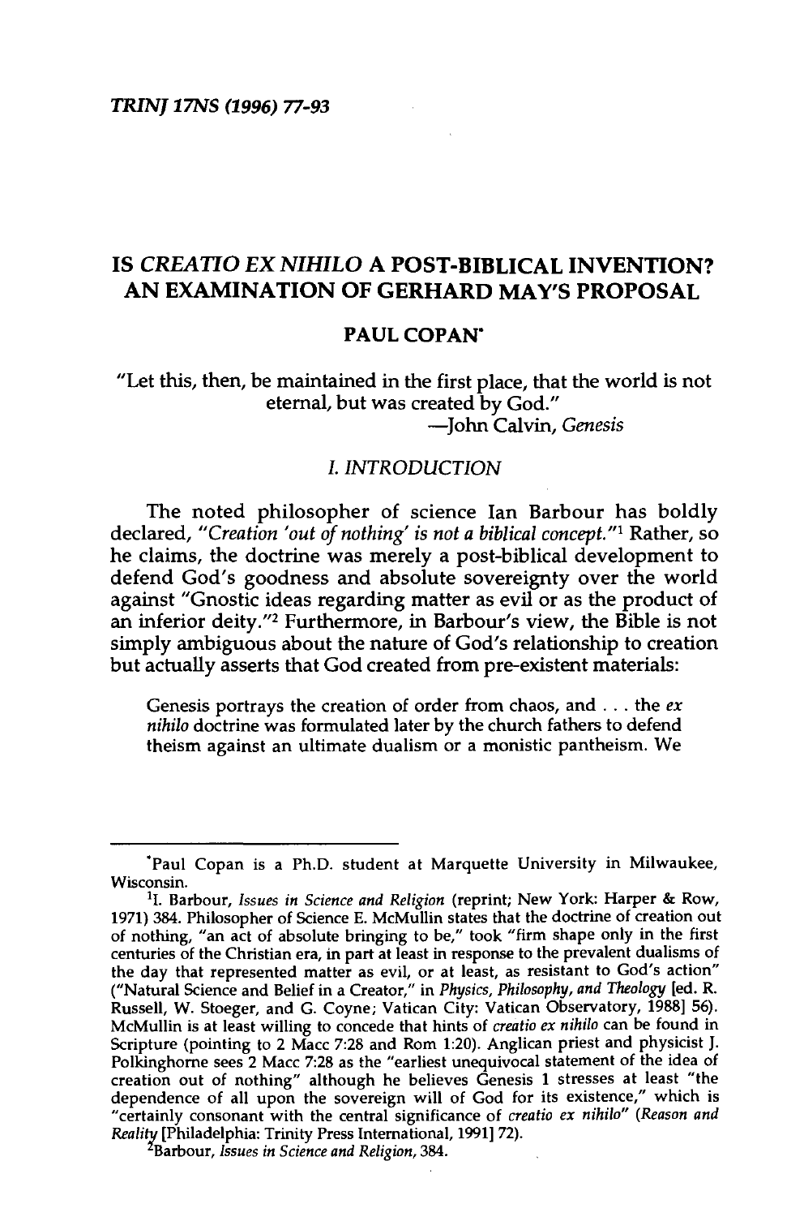# IS *CREATIO EX NIHILO* A POST-BIBLICAL INVENTION? AN EXAMINATION OF GERHARD MAY'S PROPOSAL

## PAUL COPAN*

"Let this, then, be maintained in the first place, that the world is not eternal, but was created by God."
—John Calvin, *Genesis*

## *I. INTRODUCTION*

The noted philosopher of science Ian Barbour has boldly declared, "*Creation 'out of nothing' is not a biblical concept.*"[1] Rather, so he claims, the doctrine was merely a post-biblical development to defend God's goodness and absolute sovereignty over the world against "Gnostic ideas regarding matter as evil or as the product of an inferior deity."[2] Furthermore, in Barbour's view, the Bible is not simply ambiguous about the nature of God's relationship to creation but actually asserts that God created from pre-existent materials:

> Genesis portrays the creation of order from chaos, and . . . the *ex nihilo* doctrine was formulated later by the church fathers to defend theism against an ultimate dualism or a monistic pantheism. We

---

*Paul Copan is a Ph.D. student at Marquette University in Milwaukee, Wisconsin.

[1]I. Barbour, *Issues in Science and Religion* (reprint; New York: Harper & Row, 1971) 384. Philosopher of Science E. McMullin states that the doctrine of creation out of nothing, "an act of absolute bringing to be," took "firm shape only in the first centuries of the Christian era, in part at least in response to the prevalent dualisms of the day that represented matter as evil, or at least, as resistant to God's action" ("Natural Science and Belief in a Creator," in *Physics, Philosophy, and Theology* [ed. R. Russell, W. Stoeger, and G. Coyne; Vatican City: Vatican Observatory, 1988] 56). McMullin is at least willing to concede that hints of *creatio ex nihilo* can be found in Scripture (pointing to 2 Macc 7:28 and Rom 1:20). Anglican priest and physicist J. Polkinghorne sees 2 Macc 7:28 as the "earliest unequivocal statement of the idea of creation out of nothing" although he believes Genesis 1 stresses at least "the dependence of all upon the sovereign will of God for its existence," which is "certainly consonant with the central significance of *creatio ex nihilo*" (*Reason and Reality* [Philadelphia: Trinity Press International, 1991] 72).

[2]Barbour, *Issues in Science and Religion*, 384.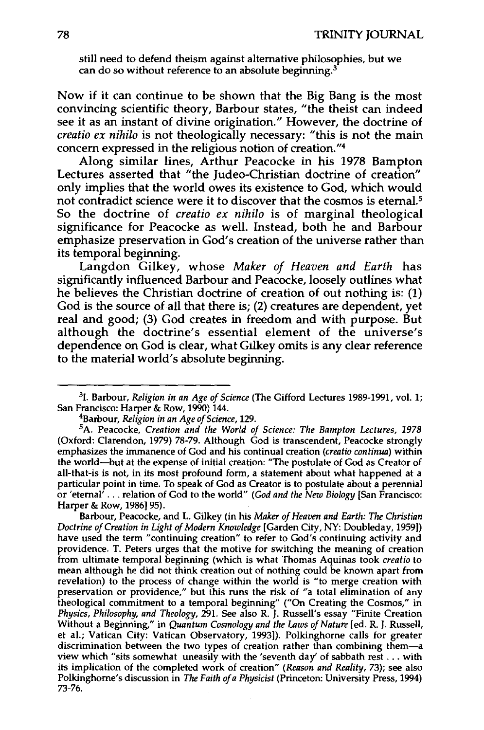> still need to defend theism against alternative philosophies, but we can do so without reference to an absolute beginning.[3]

Now if it can continue to be shown that the Big Bang is the most convincing scientific theory, Barbour states, "the theist can indeed see it as an instant of divine origination." However, the doctrine of *creatio ex nihilo* is not theologically necessary: "this is not the main concern expressed in the religious notion of creation."[4]

Along similar lines, Arthur Peacocke in his 1978 Bampton Lectures asserted that "the Judeo-Christian doctrine of creation" only implies that the world owes its existence to God, which would not contradict science were it to discover that the cosmos is eternal.[5] So the doctrine of *creatio ex nihilo* is of marginal theological significance for Peacocke as well. Instead, both he and Barbour emphasize preservation in God's creation of the universe rather than its temporal beginning.

Langdon Gilkey, whose *Maker of Heaven and Earth* has significantly influenced Barbour and Peacocke, loosely outlines what he believes the Christian doctrine of creation of out nothing is: (1) God is the source of all that there is; (2) creatures are dependent, yet real and good; (3) God creates in freedom and with purpose. But although the doctrine's essential element of the universe's dependence on God is clear, what Gilkey omits is any clear reference to the material world's absolute beginning.

---

[3]I. Barbour, *Religion in an Age of Science* (The Gifford Lectures 1989-1991, vol. 1; San Francisco: Harper & Row, 1990) 144.

[4]Barbour, *Religion in an Age of Science*, 129.

[5]A. Peacocke, *Creation and the World of Science: The Bampton Lectures, 1978* (Oxford: Clarendon, 1979) 78-79. Although God is transcendent, Peacocke strongly emphasizes the immanence of God and his continual creation (*creatio continua*) within the world—but at the expense of initial creation: "The postulate of God as Creator of all-that-is is not, in its most profound form, a statement about what happened at a particular point in time. To speak of God as Creator is to postulate about a perennial or 'eternal' . . . relation of God to the world" (*God and the New Biology* [San Francisco: Harper & Row, 1986] 95).

Barbour, Peacocke, and L. Gilkey (in his *Maker of Heaven and Earth: The Christian Doctrine of Creation in Light of Modern Knowledge* [Garden City, NY: Doubleday, 1959]) have used the term "continuing creation" to refer to God's continuing activity and providence. T. Peters urges that the motive for switching the meaning of creation from ultimate temporal beginning (which is what Thomas Aquinas took *creatio* to mean although he did not think creation out of nothing could be known apart from revelation) to the process of change within the world is "to merge creation with preservation or providence," but this runs the risk of "a total elimination of any theological commitment to a temporal beginning" ("On Creating the Cosmos," in *Physics, Philosophy, and Theology*, 291. See also R. J. Russell's essay "Finite Creation Without a Beginning," in *Quantum Cosmology and the Laws of Nature* [ed. R. J. Russell, et al.; Vatican City: Vatican Observatory, 1993]). Polkinghorne calls for greater discrimination between the two types of creation rather than combining them—a view which "sits somewhat uneasily with the 'seventh day' of sabbath rest . . . with its implication of the completed work of creation" (*Reason and Reality*, 73); see also Polkinghorne's discussion in *The Faith of a Physicist* (Princeton: University Press, 1994) 73-76.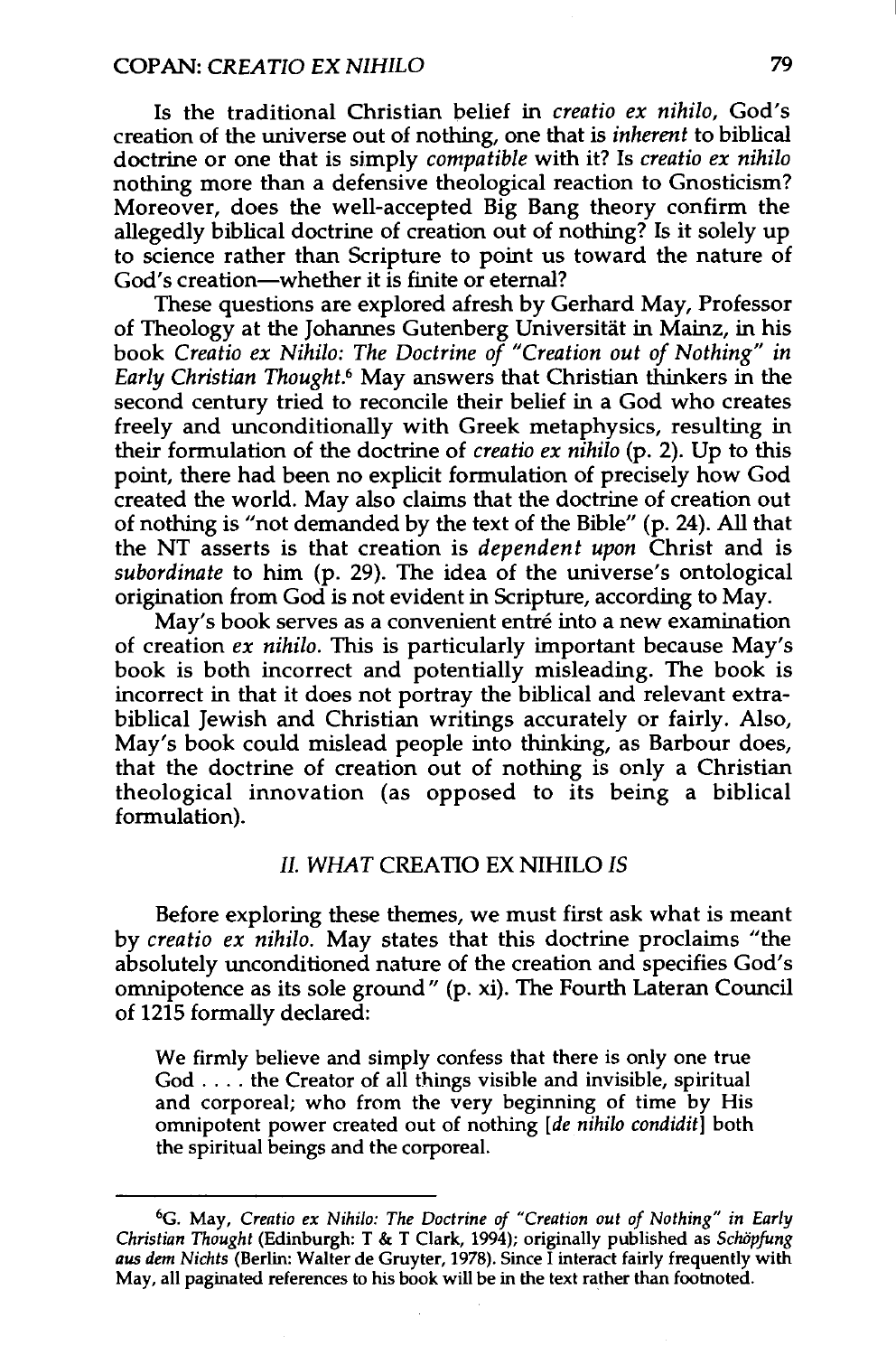Is the traditional Christian belief in *creatio ex nihilo*, God's creation of the universe out of nothing, one that is *inherent* to biblical doctrine or one that is simply *compatible* with it? Is *creatio ex nihilo* nothing more than a defensive theological reaction to Gnosticism? Moreover, does the well-accepted Big Bang theory confirm the allegedly biblical doctrine of creation out of nothing? Is it solely up to science rather than Scripture to point us toward the nature of God's creation—whether it is finite or eternal?

These questions are explored afresh by Gerhard May, Professor of Theology at the Johannes Gutenberg Universität in Mainz, in his book *Creatio ex Nihilo: The Doctrine of "Creation out of Nothing" in Early Christian Thought*.[6] May answers that Christian thinkers in the second century tried to reconcile their belief in a God who creates freely and unconditionally with Greek metaphysics, resulting in their formulation of the doctrine of *creatio ex nihilo* (p. 2). Up to this point, there had been no explicit formulation of precisely how God created the world. May also claims that the doctrine of creation out of nothing is "not demanded by the text of the Bible" (p. 24). All that the NT asserts is that creation is *dependent upon* Christ and is *subordinate* to him (p. 29). The idea of the universe's ontological origination from God is not evident in Scripture, according to May.

May's book serves as a convenient entré into a new examination of creation *ex nihilo*. This is particularly important because May's book is both incorrect and potentially misleading. The book is incorrect in that it does not portray the biblical and relevant extra-biblical Jewish and Christian writings accurately or fairly. Also, May's book could mislead people into thinking, as Barbour does, that the doctrine of creation out of nothing is only a Christian theological innovation (as opposed to its being a biblical formulation).

## *II. WHAT* CREATIO EX NIHILO *IS*

Before exploring these themes, we must first ask what is meant by *creatio ex nihilo*. May states that this doctrine proclaims "the absolutely unconditioned nature of the creation and specifies God's omnipotence as its sole ground" (p. xi). The Fourth Lateran Council of 1215 formally declared:

> We firmly believe and simply confess that there is only one true God . . . . the Creator of all things visible and invisible, spiritual and corporeal; who from the very beginning of time by His omnipotent power created out of nothing [*de nihilo condidit*] both the spiritual beings and the corporeal.

---

[6] G. May, *Creatio ex Nihilo: The Doctrine of "Creation out of Nothing" in Early Christian Thought* (Edinburgh: T & T Clark, 1994); originally published as *Schöpfung aus dem Nichts* (Berlin: Walter de Gruyter, 1978). Since I interact fairly frequently with May, all paginated references to his book will be in the text rather than footnoted.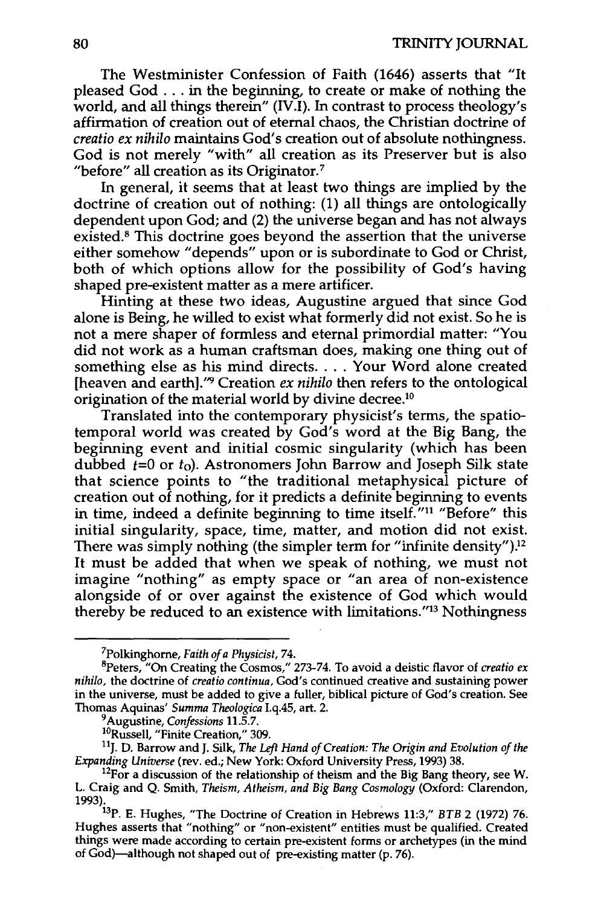The Westminister Confession of Faith (1646) asserts that "It pleased God . . . in the beginning, to create or make of nothing the world, and all things therein" (IV.I). In contrast to process theology's affirmation of creation out of eternal chaos, the Christian doctrine of *creatio ex nihilo* maintains God's creation out of absolute nothingness. God is not merely "with" all creation as its Preserver but is also "before" all creation as its Originator.[7]

In general, it seems that at least two things are implied by the doctrine of creation out of nothing: (1) all things are ontologically dependent upon God; and (2) the universe began and has not always existed.[8] This doctrine goes beyond the assertion that the universe either somehow "depends" upon or is subordinate to God or Christ, both of which options allow for the possibility of God's having shaped pre-existent matter as a mere artificer.

Hinting at these two ideas, Augustine argued that since God alone is Being, he willed to exist what formerly did not exist. So he is not a mere shaper of formless and eternal primordial matter: "You did not work as a human craftsman does, making one thing out of something else as his mind directs. . . . Your Word alone created [heaven and earth]."[9] Creation *ex nihilo* then refers to the ontological origination of the material world by divine decree.[10]

Translated into the contemporary physicist's terms, the spatio-temporal world was created by God's word at the Big Bang, the beginning event and initial cosmic singularity (which has been dubbed $t=0$ or $t_0$). Astronomers John Barrow and Joseph Silk state that science points to "the traditional metaphysical picture of creation out of nothing, for it predicts a definite beginning to events in time, indeed a definite beginning to time itself."[11] "Before" this initial singularity, space, time, matter, and motion did not exist. There was simply nothing (the simpler term for "infinite density").[12] It must be added that when we speak of nothing, we must not imagine "nothing" as empty space or "an area of non-existence alongside of or over against the existence of God which would thereby be reduced to an existence with limitations."[13] Nothingness

---

[7]Polkinghorne, *Faith of a Physicist*, 74.

[8]Peters, "On Creating the Cosmos," 273-74. To avoid a deistic flavor of *creatio ex nihilo*, the doctrine of *creatio continua*, God's continued creative and sustaining power in the universe, must be added to give a fuller, biblical picture of God's creation. See Thomas Aquinas' *Summa Theologica* I.q.45, art. 2.

[9]Augustine, *Confessions* 11.5.7.

[10]Russell, "Finite Creation," 309.

[11]J. D. Barrow and J. Silk, *The Left Hand of Creation: The Origin and Evolution of the Expanding Universe* (rev. ed.; New York: Oxford University Press, 1993) 38.

[12]For a discussion of the relationship of theism and the Big Bang theory, see W. L. Craig and Q. Smith, *Theism, Atheism, and Big Bang Cosmology* (Oxford: Clarendon, 1993).

[13]P. E. Hughes, "The Doctrine of Creation in Hebrews 11:3," *BTB* 2 (1972) 76. Hughes asserts that "nothing" or "non-existent" entities must be qualified. Created things were made according to certain pre-existent forms or archetypes (in the mind of God)—although not shaped out of pre-existing matter (p. 76).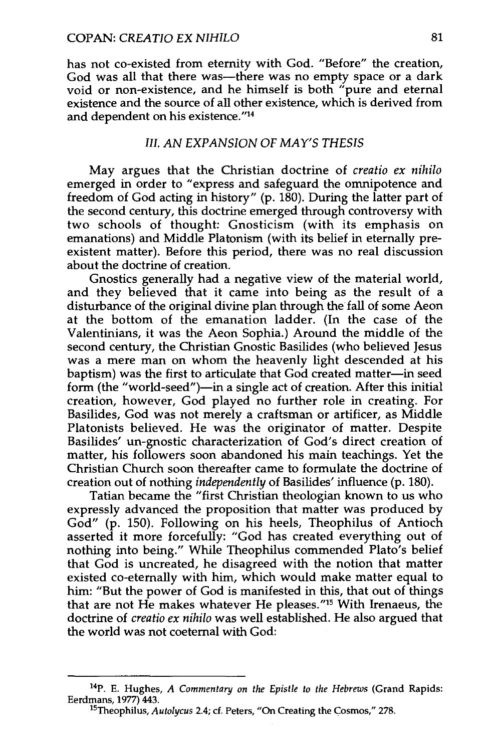has not co-existed from eternity with God. "Before" the creation, God was all that there was—there was no empty space or a dark void or non-existence, and he himself is both "pure and eternal existence and the source of all other existence, which is derived from and dependent on his existence."[14]

### *III. AN EXPANSION OF MAY'S THESIS*

May argues that the Christian doctrine of *creatio ex nihilo* emerged in order to "express and safeguard the omnipotence and freedom of God acting in history" (p. 180). During the latter part of the second century, this doctrine emerged through controversy with two schools of thought: Gnosticism (with its emphasis on emanations) and Middle Platonism (with its belief in eternally pre-existent matter). Before this period, there was no real discussion about the doctrine of creation.

Gnostics generally had a negative view of the material world, and they believed that it came into being as the result of a disturbance of the original divine plan through the fall of some Aeon at the bottom of the emanation ladder. (In the case of the Valentinians, it was the Aeon Sophia.) Around the middle of the second century, the Christian Gnostic Basilides (who believed Jesus was a mere man on whom the heavenly light descended at his baptism) was the first to articulate that God created matter—in seed form (the "world-seed")—in a single act of creation. After this initial creation, however, God played no further role in creating. For Basilides, God was not merely a craftsman or artificer, as Middle Platonists believed. He was the originator of matter. Despite Basilides' un-gnostic characterization of God's direct creation of matter, his followers soon abandoned his main teachings. Yet the Christian Church soon thereafter came to formulate the doctrine of creation out of nothing *independently* of Basilides' influence (p. 180).

Tatian became the "first Christian theologian known to us who expressly advanced the proposition that matter was produced by God" (p. 150). Following on his heels, Theophilus of Antioch asserted it more forcefully: "God has created everything out of nothing into being." While Theophilus commended Plato's belief that God is uncreated, he disagreed with the notion that matter existed co-eternally with him, which would make matter equal to him: "But the power of God is manifested in this, that out of things that are not He makes whatever He pleases."[15] With Irenaeus, the doctrine of *creatio ex nihilo* was well established. He also argued that the world was not coeternal with God:

---

[14]P. E. Hughes, *A Commentary on the Epistle to the Hebrews* (Grand Rapids: Eerdmans, 1977) 443.

[15]Theophilus, *Autolycus* 2.4; cf. Peters, "On Creating the Cosmos," 278.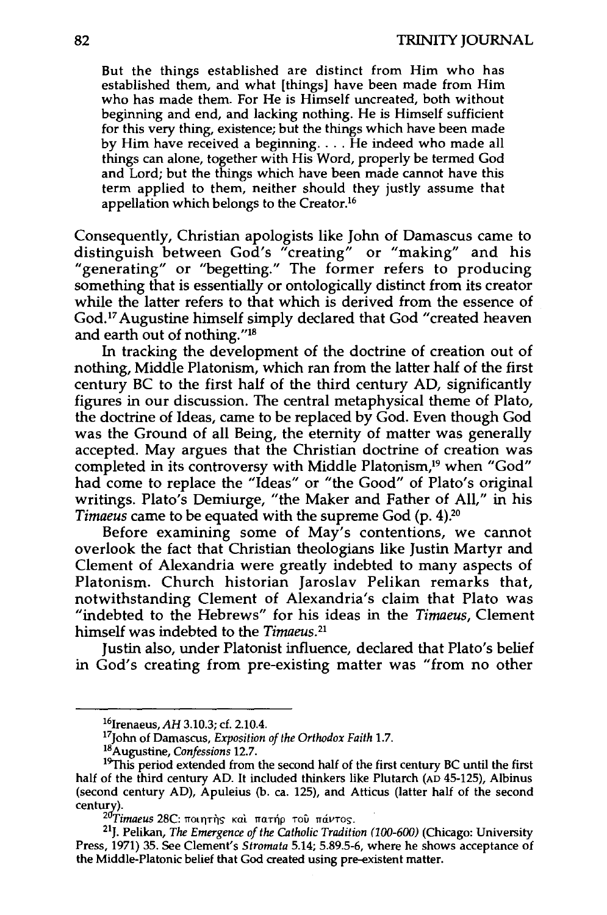> But the things established are distinct from Him who has established them, and what [things] have been made from Him who has made them. For He is Himself uncreated, both without beginning and end, and lacking nothing. He is Himself sufficient for this very thing, existence; but the things which have been made by Him have received a beginning. . . . He indeed who made all things can alone, together with His Word, properly be termed God and Lord; but the things which have been made cannot have this term applied to them, neither should they justly assume that appellation which belongs to the Creator.[16]

Consequently, Christian apologists like John of Damascus came to distinguish between God's "creating" or "making" and his "generating" or "begetting." The former refers to producing something that is essentially or ontologically distinct from its creator while the latter refers to that which is derived from the essence of God.[17] Augustine himself simply declared that God "created heaven and earth out of nothing."[18]

In tracking the development of the doctrine of creation out of nothing, Middle Platonism, which ran from the latter half of the first century BC to the first half of the third century AD, significantly figures in our discussion. The central metaphysical theme of Plato, the doctrine of Ideas, came to be replaced by God. Even though God was the Ground of all Being, the eternity of matter was generally accepted. May argues that the Christian doctrine of creation was completed in its controversy with Middle Platonism,[19] when "God" had come to replace the "Ideas" or "the Good" of Plato's original writings. Plato's Demiurge, "the Maker and Father of All," in his *Timaeus* came to be equated with the supreme God (p. 4).[20]

Before examining some of May's contentions, we cannot overlook the fact that Christian theologians like Justin Martyr and Clement of Alexandria were greatly indebted to many aspects of Platonism. Church historian Jaroslav Pelikan remarks that, notwithstanding Clement of Alexandria's claim that Plato was "indebted to the Hebrews" for his ideas in the *Timaeus*, Clement himself was indebted to the *Timaeus*.[21]

Justin also, under Platonist influence, declared that Plato's belief in God's creating from pre-existing matter was "from no other

---

[16] Irenaeus, *AH* 3.10.3; cf. 2.10.4.

[17] John of Damascus, *Exposition of the Orthodox Faith* 1.7.

[18] Augustine, *Confessions* 12.7.

[19] This period extended from the second half of the first century BC until the first half of the third century AD. It included thinkers like Plutarch (AD 45-125), Albinus (second century AD), Apuleius (b. ca. 125), and Atticus (latter half of the second century).

[20] *Timaeus* 28C: ποιητὴς καὶ πατὴρ τοῦ πάντος.

[21] J. Pelikan, *The Emergence of the Catholic Tradition (100-600)* (Chicago: University Press, 1971) 35. See Clement's *Stromata* 5.14; 5.89.5-6, where he shows acceptance of the Middle-Platonic belief that God created using pre-existent matter.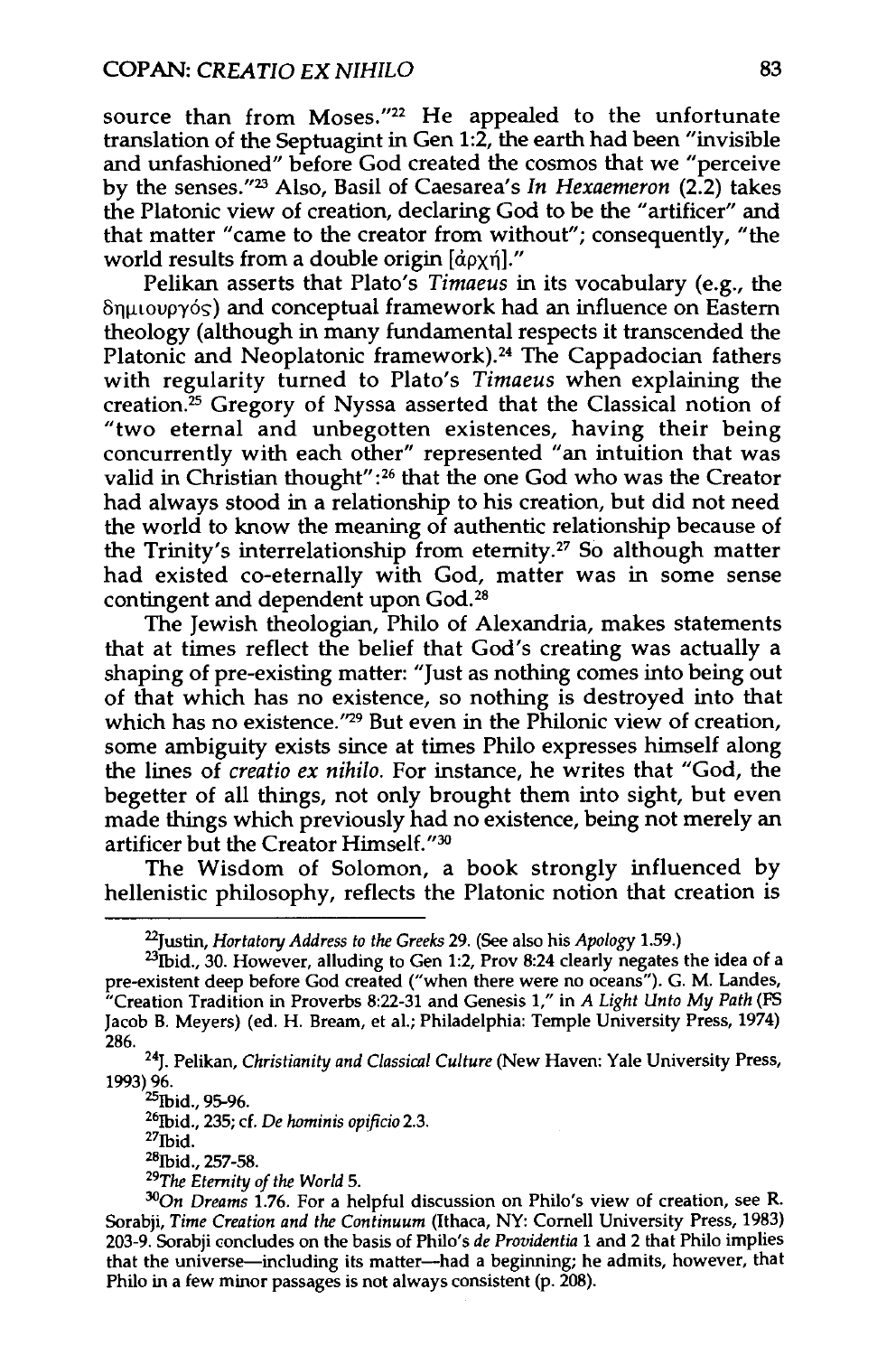source than from Moses."[22] He appealed to the unfortunate translation of the Septuagint in Gen 1:2, the earth had been "invisible and unfashioned" before God created the cosmos that we "perceive by the senses."[23] Also, Basil of Caesarea's *In Hexaemeron* (2.2) takes the Platonic view of creation, declaring God to be the "artificer" and that matter "came to the creator from without"; consequently, "the world results from a double origin [ἀρχή]."

Pelikan asserts that Plato's *Timaeus* in its vocabulary (e.g., the δημιουργός) and conceptual framework had an influence on Eastern theology (although in many fundamental respects it transcended the Platonic and Neoplatonic framework).[24] The Cappadocian fathers with regularity turned to Plato's *Timaeus* when explaining the creation.[25] Gregory of Nyssa asserted that the Classical notion of "two eternal and unbegotten existences, having their being concurrently with each other" represented "an intuition that was valid in Christian thought":[26] that the one God who was the Creator had always stood in a relationship to his creation, but did not need the world to know the meaning of authentic relationship because of the Trinity's interrelationship from eternity.[27] So although matter had existed co-eternally with God, matter was in some sense contingent and dependent upon God.[28]

The Jewish theologian, Philo of Alexandria, makes statements that at times reflect the belief that God's creating was actually a shaping of pre-existing matter: "Just as nothing comes into being out of that which has no existence, so nothing is destroyed into that which has no existence."[29] But even in the Philonic view of creation, some ambiguity exists since at times Philo expresses himself along the lines of *creatio ex nihilo*. For instance, he writes that "God, the begetter of all things, not only brought them into sight, but even made things which previously had no existence, being not merely an artificer but the Creator Himself."[30]

The Wisdom of Solomon, a book strongly influenced by hellenistic philosophy, reflects the Platonic notion that creation is

---

[22] Justin, *Hortatory Address to the Greeks* 29. (See also his *Apology* 1.59.)

[23] Ibid., 30. However, alluding to Gen 1:2, Prov 8:24 clearly negates the idea of a pre-existent deep before God created ("when there were no oceans"). G. M. Landes, "Creation Tradition in Proverbs 8:22-31 and Genesis 1," in *A Light Unto My Path* (FS Jacob B. Meyers) (ed. H. Bream, et al.; Philadelphia: Temple University Press, 1974) 286.

[24] J. Pelikan, *Christianity and Classical Culture* (New Haven: Yale University Press, 1993) 96.

[25] Ibid., 95-96.

[26] Ibid., 235; cf. *De hominis opificio* 2.3.

[27] Ibid.

[28] Ibid., 257-58.

[29] *The Eternity of the World* 5.

[30] *On Dreams* 1.76. For a helpful discussion on Philo's view of creation, see R. Sorabji, *Time Creation and the Continuum* (Ithaca, NY: Cornell University Press, 1983) 203-9. Sorabji concludes on the basis of Philo's *de Providentia* 1 and 2 that Philo implies that the universe—including its matter—had a beginning; he admits, however, that Philo in a few minor passages is not always consistent (p. 208).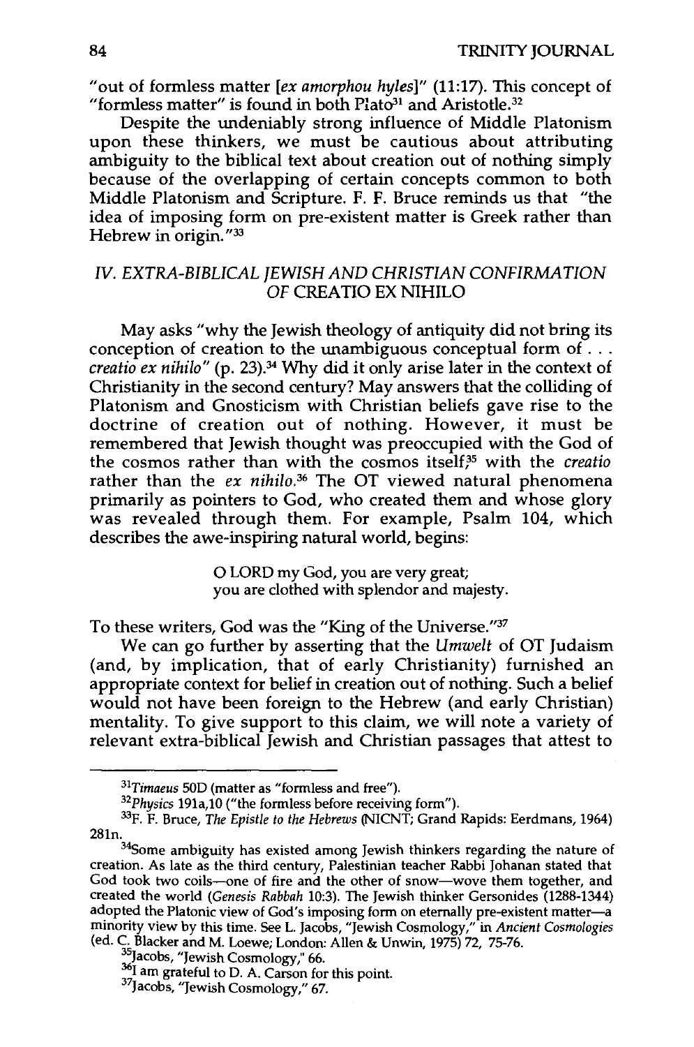"out of formless matter [*ex amorphou hyles*]" (11:17). This concept of "formless matter" is found in both Plato[31] and Aristotle.[32]

Despite the undeniably strong influence of Middle Platonism upon these thinkers, we must be cautious about attributing ambiguity to the biblical text about creation out of nothing simply because of the overlapping of certain concepts common to both Middle Platonism and Scripture. F. F. Bruce reminds us that "the idea of imposing form on pre-existent matter is Greek rather than Hebrew in origin."[33]

### *IV. EXTRA-BIBLICAL JEWISH AND CHRISTIAN CONFIRMATION OF* CREATIO EX NIHILO

May asks "why the Jewish theology of antiquity did not bring its conception of creation to the unambiguous conceptual form of . . . *creatio ex nihilo*" (p. 23).[34] Why did it only arise later in the context of Christianity in the second century? May answers that the colliding of Platonism and Gnosticism with Christian beliefs gave rise to the doctrine of creation out of nothing. However, it must be remembered that Jewish thought was preoccupied with the God of the cosmos rather than with the cosmos itself;[35] with the *creatio* rather than the *ex nihilo*.[36] The OT viewed natural phenomena primarily as pointers to God, who created them and whose glory was revealed through them. For example, Psalm 104, which describes the awe-inspiring natural world, begins:

> O LORD my God, you are very great;
> you are clothed with splendor and majesty.

To these writers, God was the "King of the Universe."[37]

We can go further by asserting that the *Umwelt* of OT Judaism (and, by implication, that of early Christianity) furnished an appropriate context for belief in creation out of nothing. Such a belief would not have been foreign to the Hebrew (and early Christian) mentality. To give support to this claim, we will note a variety of relevant extra-biblical Jewish and Christian passages that attest to

---

[31] *Timaeus* 50D (matter as "formless and free").

[32] *Physics* 191a,10 ("the formless before receiving form").

[33] F. F. Bruce, *The Epistle to the Hebrews* (NICNT; Grand Rapids: Eerdmans, 1964) 281n.

[34] Some ambiguity has existed among Jewish thinkers regarding the nature of creation. As late as the third century, Palestinian teacher Rabbi Johanan stated that God took two coils—one of fire and the other of snow—wove them together, and created the world (*Genesis Rabbah* 10:3). The Jewish thinker Gersonides (1288-1344) adopted the Platonic view of God's imposing form on eternally pre-existent matter—a minority view by this time. See L. Jacobs, "Jewish Cosmology," in *Ancient Cosmologies* (ed. C. Blacker and M. Loewe; London: Allen & Unwin, 1975) 72, 75-76.

[35] Jacobs, "Jewish Cosmology," 66.

[36] I am grateful to D. A. Carson for this point.

[37] Jacobs, "Jewish Cosmology," 67.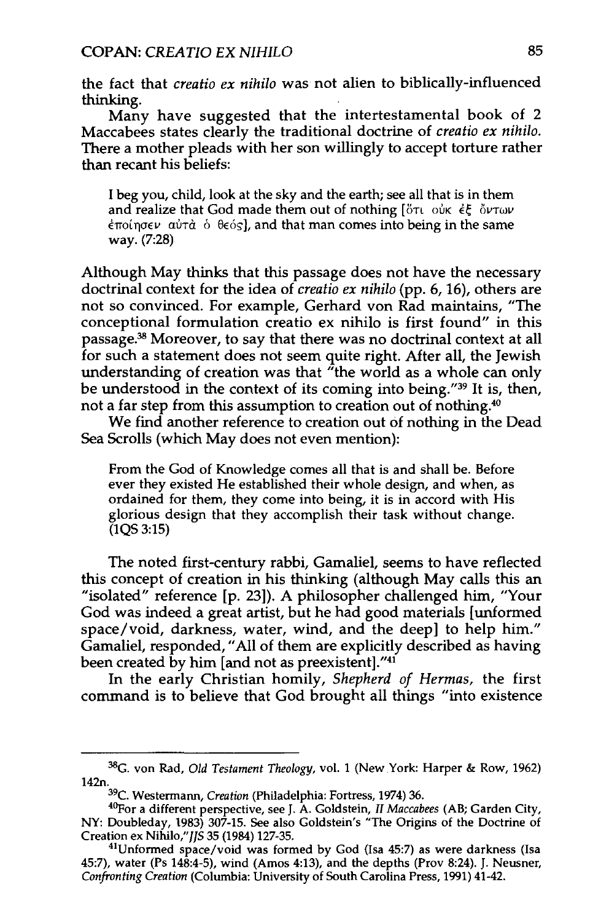the fact that *creatio ex nihilo* was not alien to biblically-influenced thinking.

Many have suggested that the intertestamental book of 2 Maccabees states clearly the traditional doctrine of *creatio ex nihilo.* There a mother pleads with her son willingly to accept torture rather than recant his beliefs:

> I beg you, child, look at the sky and the earth; see all that is in them and realize that God made them out of nothing [ὅτι οὐκ ἐξ ὄντων ἐποίησεν αὐτὰ ὁ θεός], and that man comes into being in the same way. (7:28)

Although May thinks that this passage does not have the necessary doctrinal context for the idea of *creatio ex nihilo* (pp. 6, 16), others are not so convinced. For example, Gerhard von Rad maintains, "The conceptional formulation creatio ex nihilo is first found" in this passage.[38] Moreover, to say that there was no doctrinal context at all for such a statement does not seem quite right. After all, the Jewish understanding of creation was that "the world as a whole can only be understood in the context of its coming into being."[39] It is, then, not a far step from this assumption to creation out of nothing.[40]

We find another reference to creation out of nothing in the Dead Sea Scrolls (which May does not even mention):

> From the God of Knowledge comes all that is and shall be. Before ever they existed He established their whole design, and when, as ordained for them, they come into being, it is in accord with His glorious design that they accomplish their task without change. (1QS 3:15)

The noted first-century rabbi, Gamaliel, seems to have reflected this concept of creation in his thinking (although May calls this an "isolated" reference [p. 23]). A philosopher challenged him, "Your God was indeed a great artist, but he had good materials [unformed space/void, darkness, water, wind, and the deep] to help him." Gamaliel, responded, "All of them are explicitly described as having been created by him [and not as preexistent]."[41]

In the early Christian homily, *Shepherd of Hermas,* the first command is to believe that God brought all things "into existence

---

[38]G. von Rad, *Old Testament Theology,* vol. 1 (New York: Harper & Row, 1962) 142n.

[39]C. Westermann, *Creation* (Philadelphia: Fortress, 1974) 36.

[40]For a different perspective, see J. A. Goldstein, *II Maccabees* (AB; Garden City, NY: Doubleday, 1983) 307-15. See also Goldstein's "The Origins of the Doctrine of Creation ex Nihilo," *JJS* 35 (1984) 127-35.

[41]Unformed space/void was formed by God (Isa 45:7) as were darkness (Isa 45:7), water (Ps 148:4-5), wind (Amos 4:13), and the depths (Prov 8:24). J. Neusner, *Confronting Creation* (Columbia: University of South Carolina Press, 1991) 41-42.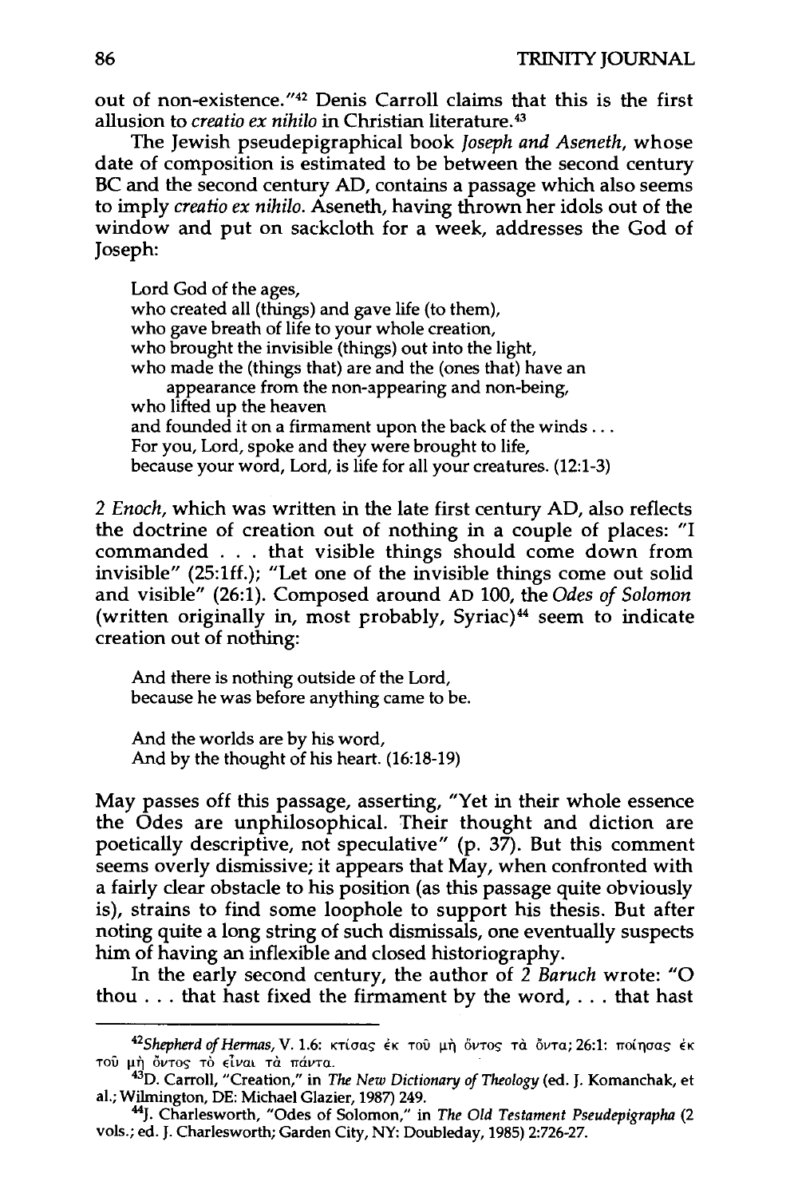out of non-existence."[42] Denis Carroll claims that this is the first allusion to *creatio ex nihilo* in Christian literature.[43]

The Jewish pseudepigraphical book *Joseph and Aseneth*, whose date of composition is estimated to be between the second century BC and the second century AD, contains a passage which also seems to imply *creatio ex nihilo*. Aseneth, having thrown her idols out of the window and put on sackcloth for a week, addresses the God of Joseph:

> Lord God of the ages,
> who created all (things) and gave life (to them),
> who gave breath of life to your whole creation,
> who brought the invisible (things) out into the light,
> who made the (things that) are and the (ones that) have an
>     appearance from the non-appearing and non-being,
> who lifted up the heaven
> and founded it on a firmament upon the back of the winds . . .
> For you, Lord, spoke and they were brought to life,
> because your word, Lord, is life for all your creatures. (12:1-3)

*2 Enoch*, which was written in the late first century AD, also reflects the doctrine of creation out of nothing in a couple of places: "I commanded . . . that visible things should come down from invisible" (25:1ff.); "Let one of the invisible things come out solid and visible" (26:1). Composed around AD 100, the *Odes of Solomon* (written originally in, most probably, Syriac)[44] seem to indicate creation out of nothing:

> And there is nothing outside of the Lord,
> because he was before anything came to be.
>
> And the worlds are by his word,
> And by the thought of his heart. (16:18-19)

May passes off this passage, asserting, "Yet in their whole essence the Odes are unphilosophical. Their thought and diction are poetically descriptive, not speculative" (p. 37). But this comment seems overly dismissive; it appears that May, when confronted with a fairly clear obstacle to his position (as this passage quite obviously is), strains to find some loophole to support his thesis. But after noting quite a long string of such dismissals, one eventually suspects him of having an inflexible and closed historiography.

In the early second century, the author of *2 Baruch* wrote: "O thou . . . that hast fixed the firmament by the word, . . . that hast

---

[42] *Shepherd of Hermas*, V. 1.6: κτίσας ἐκ τοῦ μὴ ὄντος τὰ ὄντα; 26:1: ποίησας ἐκ τοῦ μὴ ὄντος τὸ εἶναι τὰ πάντα.

[43] D. Carroll, "Creation," in *The New Dictionary of Theology* (ed. J. Komanchak, et al.; Wilmington, DE: Michael Glazier, 1987) 249.

[44] J. Charlesworth, "Odes of Solomon," in *The Old Testament Pseudepigrapha* (2 vols.; ed. J. Charlesworth; Garden City, NY: Doubleday, 1985) 2:726-27.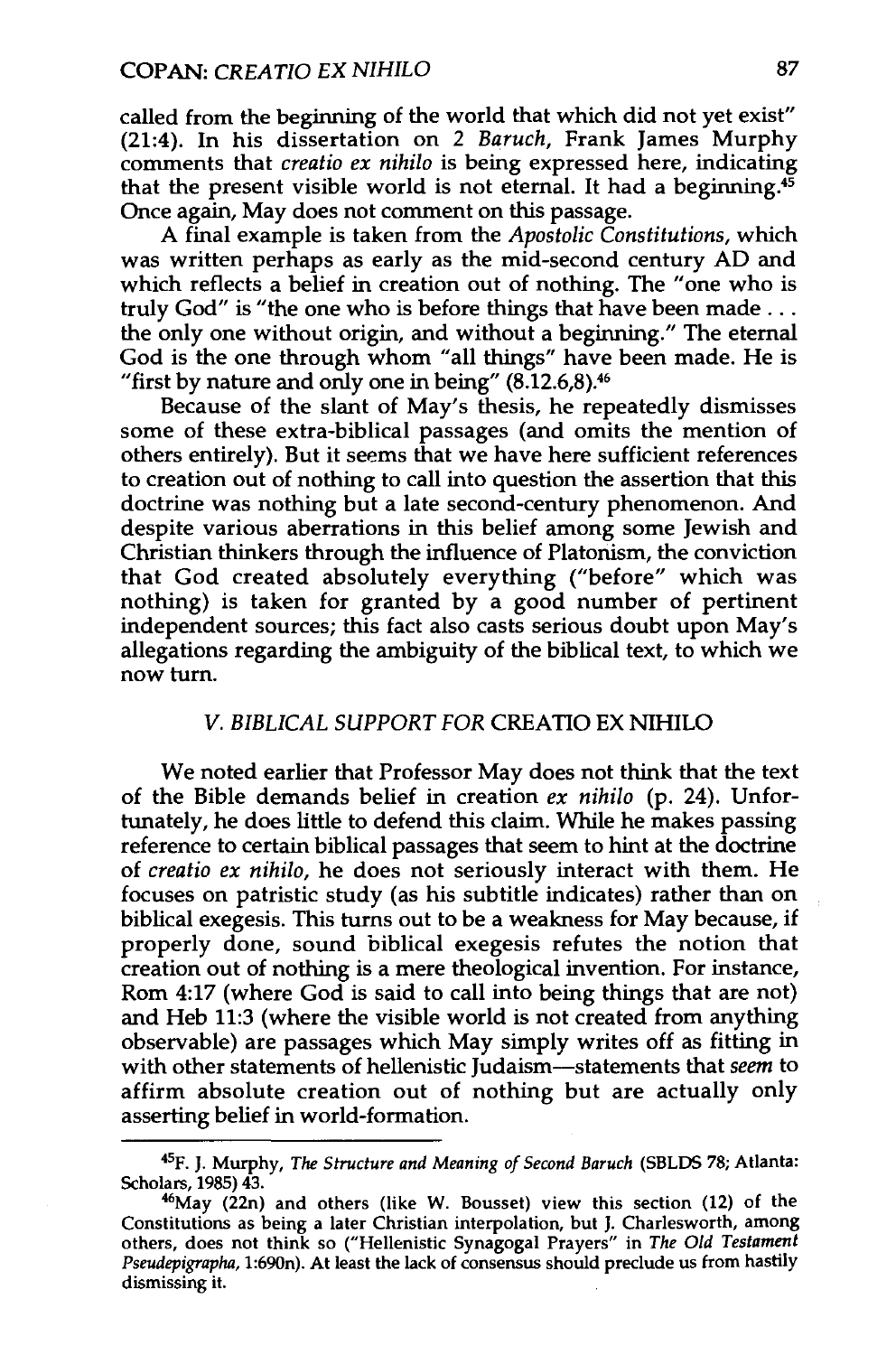called from the beginning of the world that which did not yet exist" (21:4). In his dissertation on *2 Baruch*, Frank James Murphy comments that *creatio ex nihilo* is being expressed here, indicating that the present visible world is not eternal. It had a beginning.[45] Once again, May does not comment on this passage.

A final example is taken from the *Apostolic Constitutions*, which was written perhaps as early as the mid-second century AD and which reflects a belief in creation out of nothing. The "one who is truly God" is "the one who is before things that have been made . . . the only one without origin, and without a beginning." The eternal God is the one through whom "all things" have been made. He is "first by nature and only one in being" (8.12.6,8).[46]

Because of the slant of May's thesis, he repeatedly dismisses some of these extra-biblical passages (and omits the mention of others entirely). But it seems that we have here sufficient references to creation out of nothing to call into question the assertion that this doctrine was nothing but a late second-century phenomenon. And despite various aberrations in this belief among some Jewish and Christian thinkers through the influence of Platonism, the conviction that God created absolutely everything ("before" which was nothing) is taken for granted by a good number of pertinent independent sources; this fact also casts serious doubt upon May's allegations regarding the ambiguity of the biblical text, to which we now turn.

## *V. BIBLICAL SUPPORT FOR* CREATIO EX NIHILO

We noted earlier that Professor May does not think that the text of the Bible demands belief in creation *ex nihilo* (p. 24). Unfortunately, he does little to defend this claim. While he makes passing reference to certain biblical passages that seem to hint at the doctrine of *creatio ex nihilo*, he does not seriously interact with them. He focuses on patristic study (as his subtitle indicates) rather than on biblical exegesis. This turns out to be a weakness for May because, if properly done, sound biblical exegesis refutes the notion that creation out of nothing is a mere theological invention. For instance, Rom 4:17 (where God is said to call into being things that are not) and Heb 11:3 (where the visible world is not created from anything observable) are passages which May simply writes off as fitting in with other statements of hellenistic Judaism—statements that *seem* to affirm absolute creation out of nothing but are actually only asserting belief in world-formation.

---

[45] F. J. Murphy, *The Structure and Meaning of Second Baruch* (SBLDS 78; Atlanta: Scholars, 1985) 43.

[46] May (22n) and others (like W. Bousset) view this section (12) of the Constitutions as being a later Christian interpolation, but J. Charlesworth, among others, does not think so ("Hellenistic Synagogal Prayers" in *The Old Testament Pseudepigrapha*, 1:690n). At least the lack of consensus should preclude us from hastily dismissing it.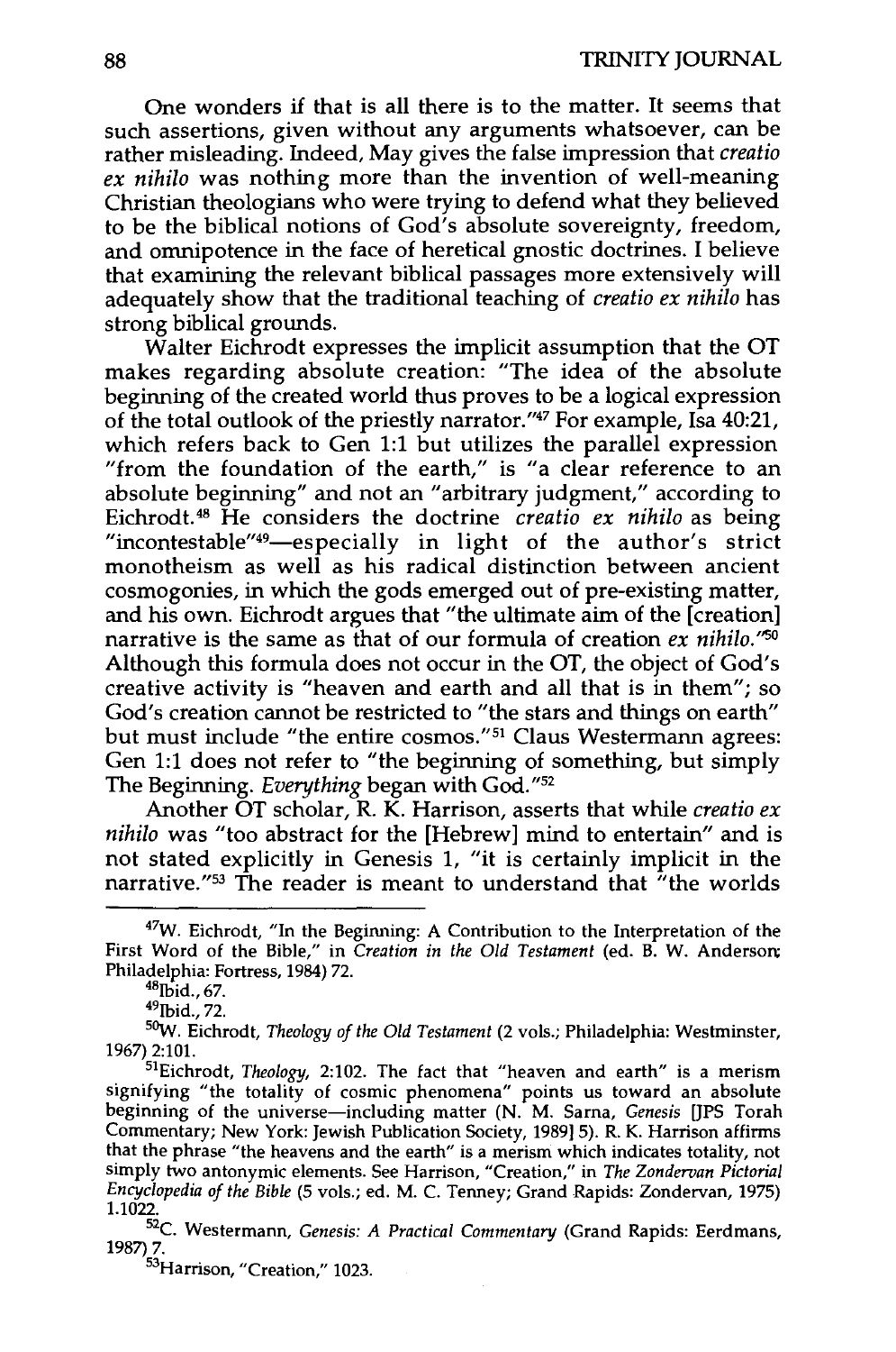One wonders if that is all there is to the matter. It seems that such assertions, given without any arguments whatsoever, can be rather misleading. Indeed, May gives the false impression that *creatio ex nihilo* was nothing more than the invention of well-meaning Christian theologians who were trying to defend what they believed to be the biblical notions of God's absolute sovereignty, freedom, and omnipotence in the face of heretical gnostic doctrines. I believe that examining the relevant biblical passages more extensively will adequately show that the traditional teaching of *creatio ex nihilo* has strong biblical grounds.

Walter Eichrodt expresses the implicit assumption that the OT makes regarding absolute creation: "The idea of the absolute beginning of the created world thus proves to be a logical expression of the total outlook of the priestly narrator."[47] For example, Isa 40:21, which refers back to Gen 1:1 but utilizes the parallel expression "from the foundation of the earth," is "a clear reference to an absolute beginning" and not an "arbitrary judgment," according to Eichrodt.[48] He considers the doctrine *creatio ex nihilo* as being "incontestable"[49]—especially in light of the author's strict monotheism as well as his radical distinction between ancient cosmogonies, in which the gods emerged out of pre-existing matter, and his own. Eichrodt argues that "the ultimate aim of the [creation] narrative is the same as that of our formula of creation *ex nihilo*."[50] Although this formula does not occur in the OT, the object of God's creative activity is "heaven and earth and all that is in them"; so God's creation cannot be restricted to "the stars and things on earth" but must include "the entire cosmos."[51] Claus Westermann agrees: Gen 1:1 does not refer to "the beginning of something, but simply The Beginning. *Everything* began with God."[52]

Another OT scholar, R. K. Harrison, asserts that while *creatio ex nihilo* was "too abstract for the [Hebrew] mind to entertain" and is not stated explicitly in Genesis 1, "it is certainly implicit in the narrative."[53] The reader is meant to understand that "the worlds

---

[47]W. Eichrodt, "In the Beginning: A Contribution to the Interpretation of the First Word of the Bible," in *Creation in the Old Testament* (ed. B. W. Anderson; Philadelphia: Fortress, 1984) 72.

[48]Ibid., 67.

[49]Ibid., 72.

[50]W. Eichrodt, *Theology of the Old Testament* (2 vols.; Philadelphia: Westminster, 1967) 2:101.

[51]Eichrodt, *Theology*, 2:102. The fact that "heaven and earth" is a merism signifying "the totality of cosmic phenomena" points us toward an absolute beginning of the universe—including matter (N. M. Sarna, *Genesis* [JPS Torah Commentary; New York: Jewish Publication Society, 1989] 5). R. K. Harrison affirms that the phrase "the heavens and the earth" is a merism which indicates totality, not simply two antonymic elements. See Harrison, "Creation," in *The Zondervan Pictorial Encyclopedia of the Bible* (5 vols.; ed. M. C. Tenney; Grand Rapids: Zondervan, 1975) 1.1022.

[52]C. Westermann, *Genesis: A Practical Commentary* (Grand Rapids: Eerdmans, 1987) 7.

[53]Harrison, "Creation," 1023.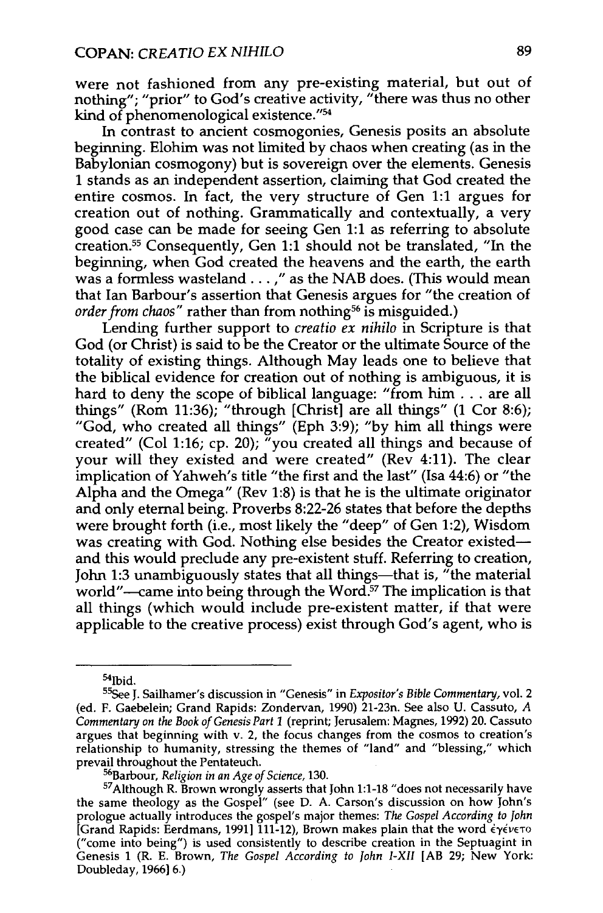were not fashioned from any pre-existing material, but out of nothing"; "prior" to God's creative activity, "there was thus no other kind of phenomenological existence."[54]

In contrast to ancient cosmogonies, Genesis posits an absolute beginning. Elohim was not limited by chaos when creating (as in the Babylonian cosmogony) but is sovereign over the elements. Genesis 1 stands as an independent assertion, claiming that God created the entire cosmos. In fact, the very structure of Gen 1:1 argues for creation out of nothing. Grammatically and contextually, a very good case can be made for seeing Gen 1:1 as referring to absolute creation.[55] Consequently, Gen 1:1 should not be translated, "In the beginning, when God created the heavens and the earth, the earth was a formless wasteland . . . ," as the NAB does. (This would mean that Ian Barbour's assertion that Genesis argues for "the creation of *order from chaos*" rather than from nothing[56] is misguided.)

Lending further support to *creatio ex nihilo* in Scripture is that God (or Christ) is said to be the Creator or the ultimate Source of the totality of existing things. Although May leads one to believe that the biblical evidence for creation out of nothing is ambiguous, it is hard to deny the scope of biblical language: "from him . . . are all things" (Rom 11:36); "through [Christ] are all things" (1 Cor 8:6); "God, who created all things" (Eph 3:9); "by him all things were created" (Col 1:16; cp. 20); "you created all things and because of your will they existed and were created" (Rev 4:11). The clear implication of Yahweh's title "the first and the last" (Isa 44:6) or "the Alpha and the Omega" (Rev 1:8) is that he is the ultimate originator and only eternal being. Proverbs 8:22-26 states that before the depths were brought forth (i.e., most likely the "deep" of Gen 1:2), Wisdom was creating with God. Nothing else besides the Creator existed—and this would preclude any pre-existent stuff. Referring to creation, John 1:3 unambiguously states that all things—that is, "the material world"—came into being through the Word.[57] The implication is that all things (which would include pre-existent matter, if that were applicable to the creative process) exist through God's agent, who is

---

[54] Ibid.

[55] See J. Sailhamer's discussion in "Genesis" in *Expositor's Bible Commentary*, vol. 2 (ed. F. Gaebelein; Grand Rapids: Zondervan, 1990) 21-23n. See also U. Cassuto, *A Commentary on the Book of Genesis Part 1* (reprint; Jerusalem: Magnes, 1992) 20. Cassuto argues that beginning with v. 2, the focus changes from the cosmos to creation's relationship to humanity, stressing the themes of "land" and "blessing," which prevail throughout the Pentateuch.

[56] Barbour, *Religion in an Age of Science*, 130.

[57] Although R. Brown wrongly asserts that John 1:1-18 "does not necessarily have the same theology as the Gospel" (see D. A. Carson's discussion on how John's prologue actually introduces the gospel's major themes: *The Gospel According to John* [Grand Rapids: Eerdmans, 1991] 111-12), Brown makes plain that the word ἐγένετο ("come into being") is used consistently to describe creation in the Septuagint in Genesis 1 (R. E. Brown, *The Gospel According to John I-XII* [AB 29; New York: Doubleday, 1966] 6.)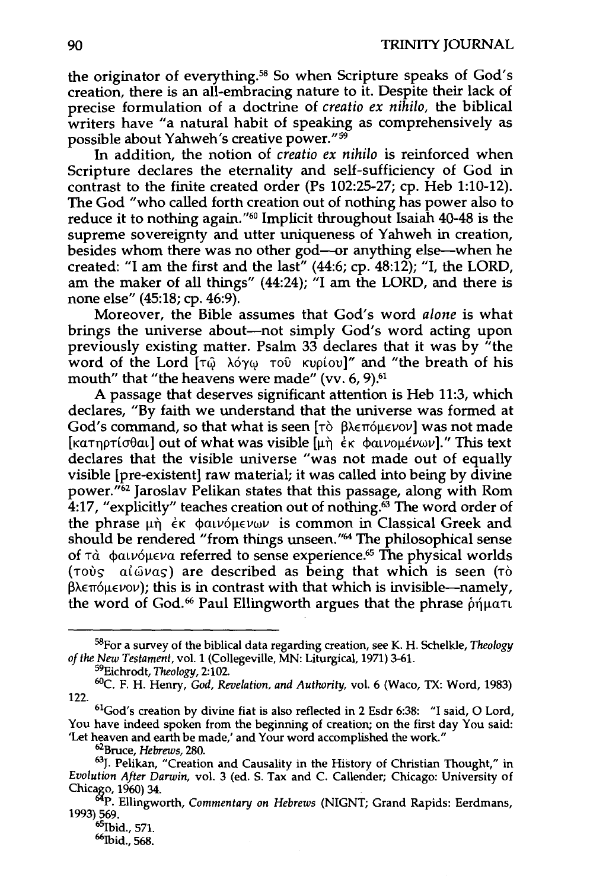the originator of everything.[58] So when Scripture speaks of God's creation, there is an all-embracing nature to it. Despite their lack of precise formulation of a doctrine of *creatio ex nihilo*, the biblical writers have "a natural habit of speaking as comprehensively as possible about Yahweh's creative power."[59]

In addition, the notion of *creatio ex nihilo* is reinforced when Scripture declares the eternality and self-sufficiency of God in contrast to the finite created order (Ps 102:25-27; cp. Heb 1:10-12). The God "who called forth creation out of nothing has power also to reduce it to nothing again."[60] Implicit throughout Isaiah 40-48 is the supreme sovereignty and utter uniqueness of Yahweh in creation, besides whom there was no other god—or anything else—when he created: "I am the first and the last" (44:6; cp. 48:12); "I, the LORD, am the maker of all things" (44:24); "I am the LORD, and there is none else" (45:18; cp. 46:9).

Moreover, the Bible assumes that God's word *alone* is what brings the universe about—not simply God's word acting upon previously existing matter. Psalm 33 declares that it was by "the word of the Lord [τῷ λόγῳ τοῦ κυρίου]" and "the breath of his mouth" that "the heavens were made" (vv. 6, 9).[61]

A passage that deserves significant attention is Heb 11:3, which declares, "By faith we understand that the universe was formed at God's command, so that what is seen [τὸ βλεπόμενον] was not made [κατηρτίσθαι] out of what was visible [μὴ ἐκ φαινομένων]." This text declares that the visible universe "was not made out of equally visible [pre-existent] raw material; it was called into being by divine power."[62] Jaroslav Pelikan states that this passage, along with Rom 4:17, "explicitly" teaches creation out of nothing.[63] The word order of the phrase μὴ ἐκ φαινόμενων is common in Classical Greek and should be rendered "from things unseen."[64] The philosophical sense of τὰ φαινόμενα referred to sense experience.[65] The physical worlds (τοὺς αἰῶνας) are described as being that which is seen (τὸ βλεπόμενον); this is in contrast with that which is invisible—namely, the word of God.[66] Paul Ellingworth argues that the phrase ῥήματι

---

[58]For a survey of the biblical data regarding creation, see K. H. Schelkle, *Theology of the New Testament*, vol. 1 (Collegeville, MN: Liturgical, 1971) 3-61.

[59]Eichrodt, *Theology*, 2:102.

[60]C. F. H. Henry, *God, Revelation, and Authority*, vol. 6 (Waco, TX: Word, 1983) 122.

[61]God's creation by divine fiat is also reflected in 2 Esdr 6:38: "I said, O Lord, You have indeed spoken from the beginning of creation; on the first day You said: 'Let heaven and earth be made,' and Your word accomplished the work."

[62]Bruce, *Hebrews*, 280.

[63]J. Pelikan, "Creation and Causality in the History of Christian Thought," in *Evolution After Darwin*, vol. 3 (ed. S. Tax and C. Callender; Chicago: University of Chicago, 1960) 34.

[64]P. Ellingworth, *Commentary on Hebrews* (NIGNT; Grand Rapids: Eerdmans, 1993) 569.

[65]Ibid., 571.

[66]Ibid., 568.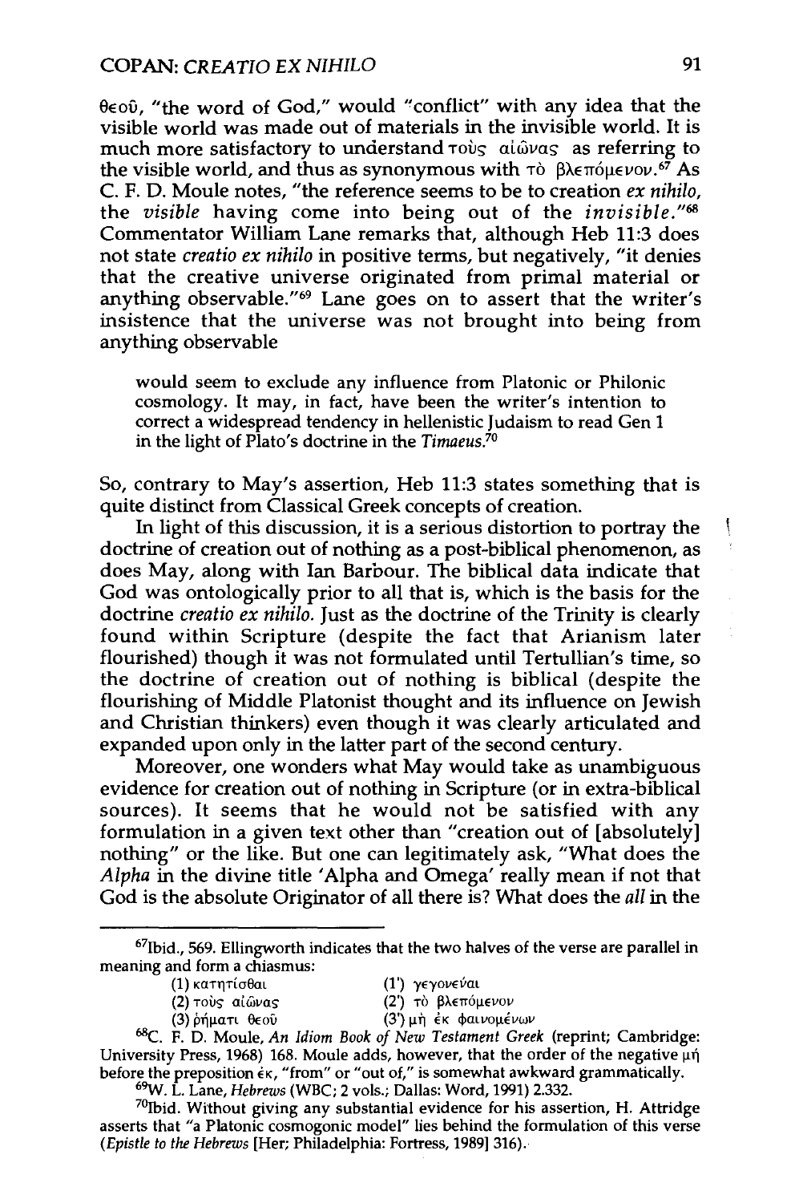θεοῦ, "the word of God," would "conflict" with any idea that the visible world was made out of materials in the invisible world. It is much more satisfactory to understand τοὺς αἰῶνας as referring to the visible world, and thus as synonymous with τὸ βλεπόμενον.[67] As C. F. D. Moule notes, "the reference seems to be to creation *ex nihilo*, the *visible* having come into being out of the *invisible*."[68] Commentator William Lane remarks that, although Heb 11:3 does not state *creatio ex nihilo* in positive terms, but negatively, "it denies that the creative universe originated from primal material or anything observable."[69] Lane goes on to assert that the writer's insistence that the universe was not brought into being from anything observable

> would seem to exclude any influence from Platonic or Philonic cosmology. It may, in fact, have been the writer's intention to correct a widespread tendency in hellenistic Judaism to read Gen 1 in the light of Plato's doctrine in the *Timaeus*.[70]

So, contrary to May's assertion, Heb 11:3 states something that is quite distinct from Classical Greek concepts of creation.

In light of this discussion, it is a serious distortion to portray the doctrine of creation out of nothing as a post-biblical phenomenon, as does May, along with Ian Barbour. The biblical data indicate that God was ontologically prior to all that is, which is the basis for the doctrine *creatio ex nihilo*. Just as the doctrine of the Trinity is clearly found within Scripture (despite the fact that Arianism later flourished) though it was not formulated until Tertullian's time, so the doctrine of creation out of nothing is biblical (despite the flourishing of Middle Platonist thought and its influence on Jewish and Christian thinkers) even though it was clearly articulated and expanded upon only in the latter part of the second century.

Moreover, one wonders what May would take as unambiguous evidence for creation out of nothing in Scripture (or in extra-biblical sources). It seems that he would not be satisfied with any formulation in a given text other than "creation out of [absolutely] nothing" or the like. But one can legitimately ask, "What does the *Alpha* in the divine title 'Alpha and Omega' really mean if not that God is the absolute Originator of all there is? What does the *all* in the

---

[67] Ibid., 569. Ellingworth indicates that the two halves of the verse are parallel in meaning and form a chiasmus:

| | |
|---|---|
| (1) κατηρτίσθαι | (1') γεγονέναι |
| (2) τοὺς αἰῶνας | (2') τὸ βλεπόμενον |
| (3) ῥήματι θεοῦ | (3') μὴ ἐκ φαινομένων |

[68] C. F. D. Moule, *An Idiom Book of New Testament Greek* (reprint; Cambridge: University Press, 1968) 168. Moule adds, however, that the order of the negative μή before the preposition ἐκ, "from" or "out of," is somewhat awkward grammatically.

[69] W. L. Lane, *Hebrews* (WBC; 2 vols.; Dallas: Word, 1991) 2.332.

[70] Ibid. Without giving any substantial evidence for his assertion, H. Attridge asserts that "a Platonic cosmogonic model" lies behind the formulation of this verse (*Epistle to the Hebrews* [Her; Philadelphia: Fortress, 1989] 316).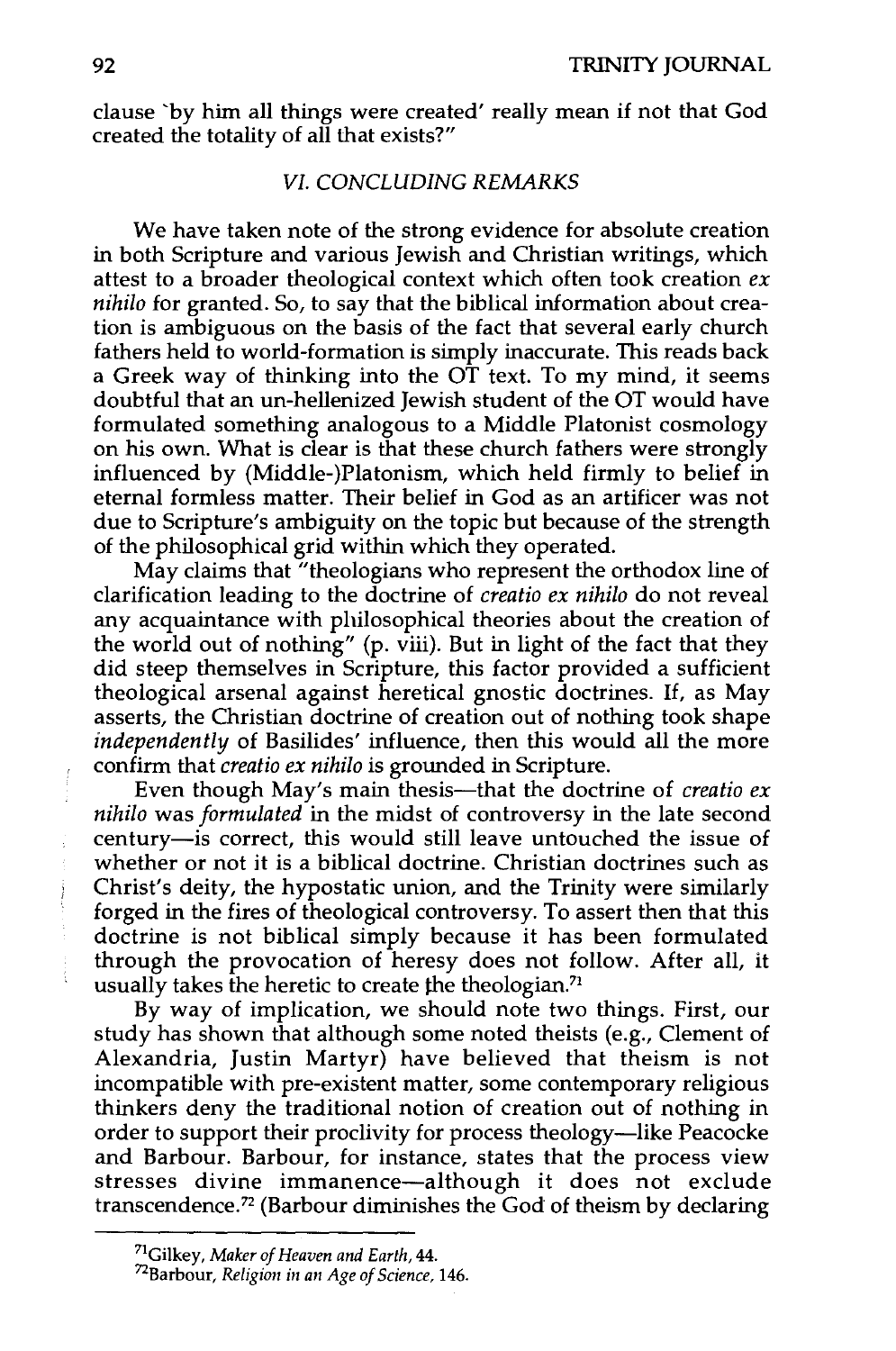clause `by him all things were created' really mean if not that God created the totality of all that exists?"

## VI. CONCLUDING REMARKS

We have taken note of the strong evidence for absolute creation in both Scripture and various Jewish and Christian writings, which attest to a broader theological context which often took creation *ex nihilo* for granted. So, to say that the biblical information about creation is ambiguous on the basis of the fact that several early church fathers held to world-formation is simply inaccurate. This reads back a Greek way of thinking into the OT text. To my mind, it seems doubtful that an un-hellenized Jewish student of the OT would have formulated something analogous to a Middle Platonist cosmology on his own. What is clear is that these church fathers were strongly influenced by (Middle-)Platonism, which held firmly to belief in eternal formless matter. Their belief in God as an artificer was not due to Scripture's ambiguity on the topic but because of the strength of the philosophical grid within which they operated.

May claims that "theologians who represent the orthodox line of clarification leading to the doctrine of *creatio ex nihilo* do not reveal any acquaintance with philosophical theories about the creation of the world out of nothing" (p. viii). But in light of the fact that they did steep themselves in Scripture, this factor provided a sufficient theological arsenal against heretical gnostic doctrines. If, as May asserts, the Christian doctrine of creation out of nothing took shape *independently* of Basilides' influence, then this would all the more confirm that *creatio ex nihilo* is grounded in Scripture.

Even though May's main thesis—that the doctrine of *creatio ex nihilo* was *formulated* in the midst of controversy in the late second century—is correct, this would still leave untouched the issue of whether or not it is a biblical doctrine. Christian doctrines such as Christ's deity, the hypostatic union, and the Trinity were similarly forged in the fires of theological controversy. To assert then that this doctrine is not biblical simply because it has been formulated through the provocation of heresy does not follow. After all, it usually takes the heretic to create the theologian.[71]

By way of implication, we should note two things. First, our study has shown that although some noted theists (e.g., Clement of Alexandria, Justin Martyr) have believed that theism is not incompatible with pre-existent matter, some contemporary religious thinkers deny the traditional notion of creation out of nothing in order to support their proclivity for process theology—like Peacocke and Barbour. Barbour, for instance, states that the process view stresses divine immanence—although it does not exclude transcendence.[72] (Barbour diminishes the God of theism by declaring

---

[71]Gilkey, *Maker of Heaven and Earth*, 44.

[72]Barbour, *Religion in an Age of Science*, 146.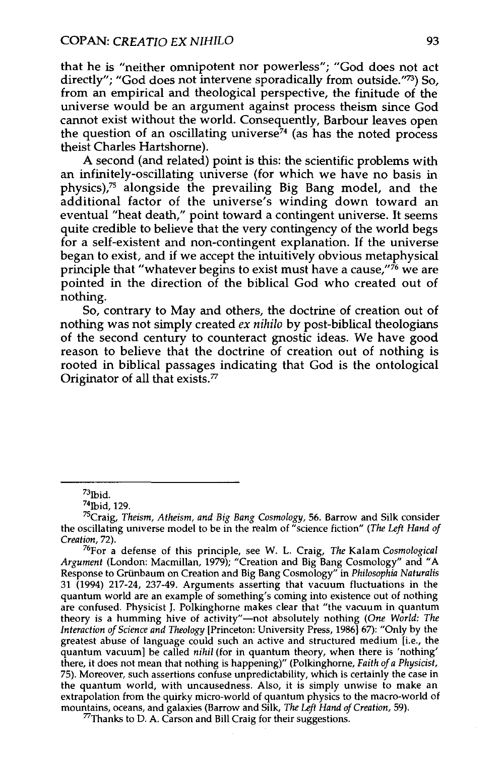that he is "neither omnipotent nor powerless"; "God does not act directly"; "God does not intervene sporadically from outside."[73]) So, from an empirical and theological perspective, the finitude of the universe would be an argument against process theism since God cannot exist without the world. Consequently, Barbour leaves open the question of an oscillating universe[74] (as has the noted process theist Charles Hartshorne).

A second (and related) point is this: the scientific problems with an infinitely-oscillating universe (for which we have no basis in physics),[75] alongside the prevailing Big Bang model, and the additional factor of the universe's winding down toward an eventual "heat death," point toward a contingent universe. It seems quite credible to believe that the very contingency of the world begs for a self-existent and non-contingent explanation. If the universe began to exist, and if we accept the intuitively obvious metaphysical principle that "whatever begins to exist must have a cause,"[76] we are pointed in the direction of the biblical God who created out of nothing.

So, contrary to May and others, the doctrine of creation out of nothing was not simply created *ex nihilo* by post-biblical theologians of the second century to counteract gnostic ideas. We have good reason to believe that the doctrine of creation out of nothing is rooted in biblical passages indicating that God is the ontological Originator of all that exists.[77]

---

[73]Ibid.

[74]Ibid, 129.

[75]Craig, *Theism, Atheism, and Big Bang Cosmology,* 56. Barrow and Silk consider the oscillating universe model to be in the realm of "science fiction" (*The Left Hand of Creation,* 72).

[76]For a defense of this principle, see W. L. Craig, *The* Kalam *Cosmological Argument* (London: Macmillan, 1979); "Creation and Big Bang Cosmology" and "A Response to Grünbaum on Creation and Big Bang Cosmology" in *Philosophia Naturalis* 31 (1994) 217-24, 237-49. Arguments asserting that vacuum fluctuations in the quantum world are an example of something's coming into existence out of nothing are confused. Physicist J. Polkinghorne makes clear that "the vacuum in quantum theory is a humming hive of activity"—not absolutely nothing (*One World: The Interaction of Science and Theology* [Princeton: University Press, 1986] 67): "Only by the greatest abuse of language could such an active and structured medium [i.e., the quantum vacuum] be called *nihil* (for in quantum theory, when there is 'nothing' there, it does not mean that nothing is happening)" (Polkinghorne, *Faith of a Physicist,* 75). Moreover, such assertions confuse unpredictability, which is certainly the case in the quantum world, with uncausedness. Also, it is simply unwise to make an extrapolation from the quirky micro-world of quantum physics to the macro-world of mountains, oceans, and galaxies (Barrow and Silk, *The Left Hand of Creation,* 59).

[77]Thanks to D. A. Carson and Bill Craig for their suggestions.